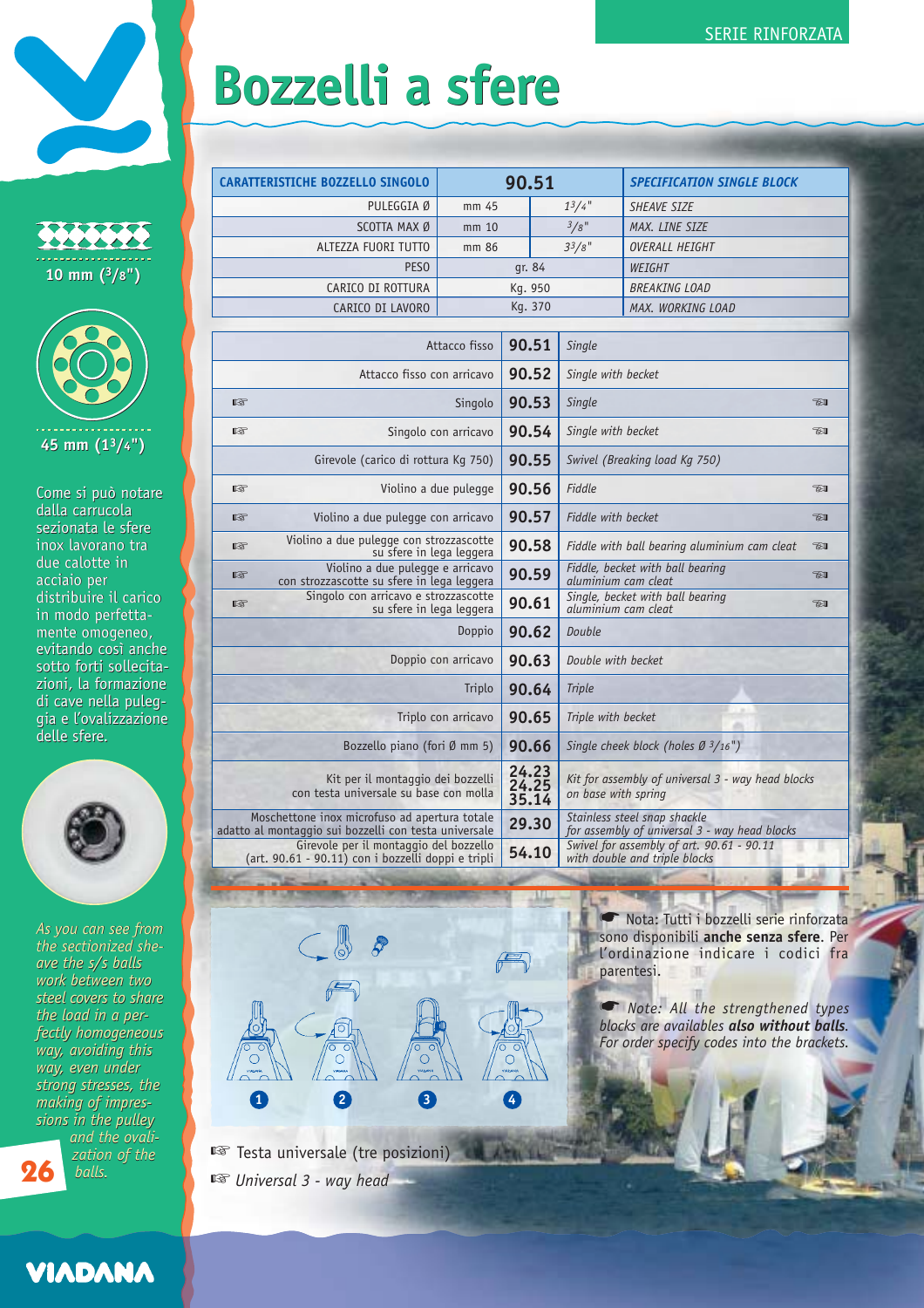SERIE RINFORZATA

# Bozzelli a sfere

10 mm ($3/8$")

45 mm ($1^3/_4$")

Come si può notare dalla carrucola sezionata le sfere inox lavorano tra due calotte in acciaio per distribuire il carico in modo perfettamente omogeneo, evitando così anche sotto forti sollecitazioni, la formazione di cave nella puleggia e l'ovalizzazione delle sfere.

*As you can see from the sectionized sheave the s/s balls work between two steel covers to share the load in a perfectly homogeneous way, avoiding this way, even under strong stresses, the making of impressions in the pulley and the ovalization of the balls.*

| CARATTERISTICHE BOZZELLO SINGOLO | 90.51 | | *SPECIFICATION SINGLE BLOCK* |
|---|---|---|---|
| PULEGGIA Ø | mm 45 | $1^3/_4$" | *SHEAVE SIZE* |
| SCOTTA MAX Ø | mm 10 | $3/8$" | *MAX. LINE SIZE* |
| ALTEZZA FUORI TUTTO | mm 86 | $3^3/_8$" | *OVERALL HEIGHT* |
| PESO | gr. 84 | | *WEIGHT* |
| CARICO DI ROTTURA | Kg. 950 | | *BREAKING LOAD* |
| CARICO DI LAVORO | Kg. 370 | | *MAX. WORKING LOAD* |

| | Descrizione | Codice | Description | |
|---|---|---|---|---|
| | Attacco fisso | 90.51 | *Single* | |
| | Attacco fisso con arricavo | 90.52 | *Single with becket* | |
| ☞ | Singolo | 90.53 | *Single* | ☜ |
| ☞ | Singolo con arricavo | 90.54 | *Single with becket* | ☜ |
| | Girevole (carico di rottura Kg 750) | 90.55 | *Swivel (Breaking load Kg 750)* | |
| ☞ | Violino a due pulegge | 90.56 | *Fiddle* | ☜ |
| ☞ | Violino a due pulegge con arricavo | 90.57 | *Fiddle with becket* | ☜ |
| ☞ | Violino a due pulegge con strozzascotte su sfere in lega leggera | 90.58 | *Fiddle with ball bearing aluminium cam cleat* | ☜ |
| ☞ | Violino a due pulegge e arricavo con strozzascotte su sfere in lega leggera | 90.59 | *Fiddle, becket with ball bearing aluminium cam cleat* | ☜ |
| ☞ | Singolo con arricavo e strozzascotte su sfere in lega leggera | 90.61 | *Single, becket with ball bearing aluminium cam cleat* | ☜ |
| | Doppio | 90.62 | *Double* | |
| | Doppio con arricavo | 90.63 | *Double with becket* | |
| | Triplo | 90.64 | *Triple* | |
| | Triplo con arricavo | 90.65 | *Triple with becket* | |
| | Bozzello piano (fori Ø mm 5) | 90.66 | *Single cheek block (holes Ø $3/16$")* | |
| | Kit per il montaggio dei bozzelli con testa universale su base con molla | 24.23 24.25 35.14 | *Kit for assembly of universal 3 - way head blocks on base with spring* | |
| | Moschettone inox microfuso ad apertura totale adatto al montaggio sui bozzelli con testa universale | 29.30 | *Stainless steel snap shackle for assembly of universal 3 - way head blocks* | |
| | Girevole per il montaggio del bozzello (art. 90.61 - 90.11) con i bozzelli doppi e tripli | 54.10 | *Swivel for assembly of art. 90.61 - 90.11 with double and triple blocks* | |

1 2 3 4

☞ Testa universale (tre posizioni)

☞ *Universal 3 - way head*

☛ Nota: Tutti i bozzelli serie rinforzata sono disponibili **anche senza sfere**. Per l'ordinazione indicare i codici fra parentesi.

☛ *Note: All the strengthened types blocks are availables **also without balls**. For order specify codes into the brackets.*

VIADANA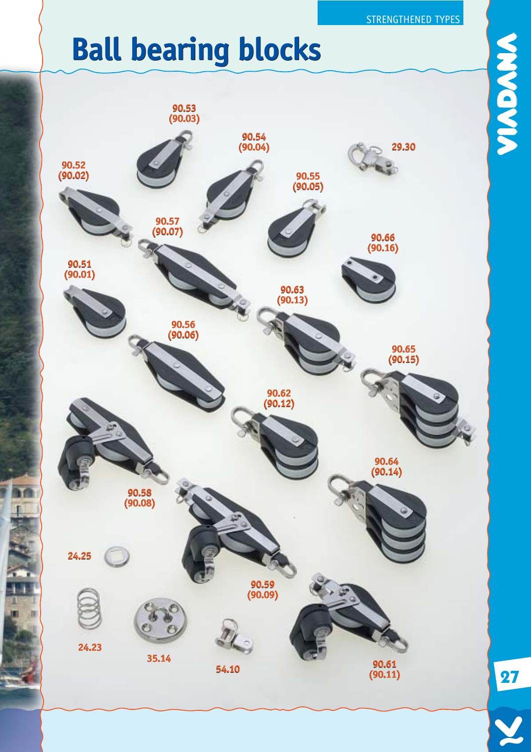STRENGTHENED TYPES

# Ball bearing blocks

90.53
(90.03)

90.54
(90.04)

29.30

90.52
(90.02)

90.55
(90.05)

90.57
(90.07)

90.66
(90.16)

90.51
(90.01)

90.63
(90.13)

90.56
(90.06)

90.65
(90.15)

90.62
(90.12)

90.64
(90.14)

90.58
(90.08)

24.25

90.59
(90.09)

24.23

35.14

54.10

90.61
(90.11)